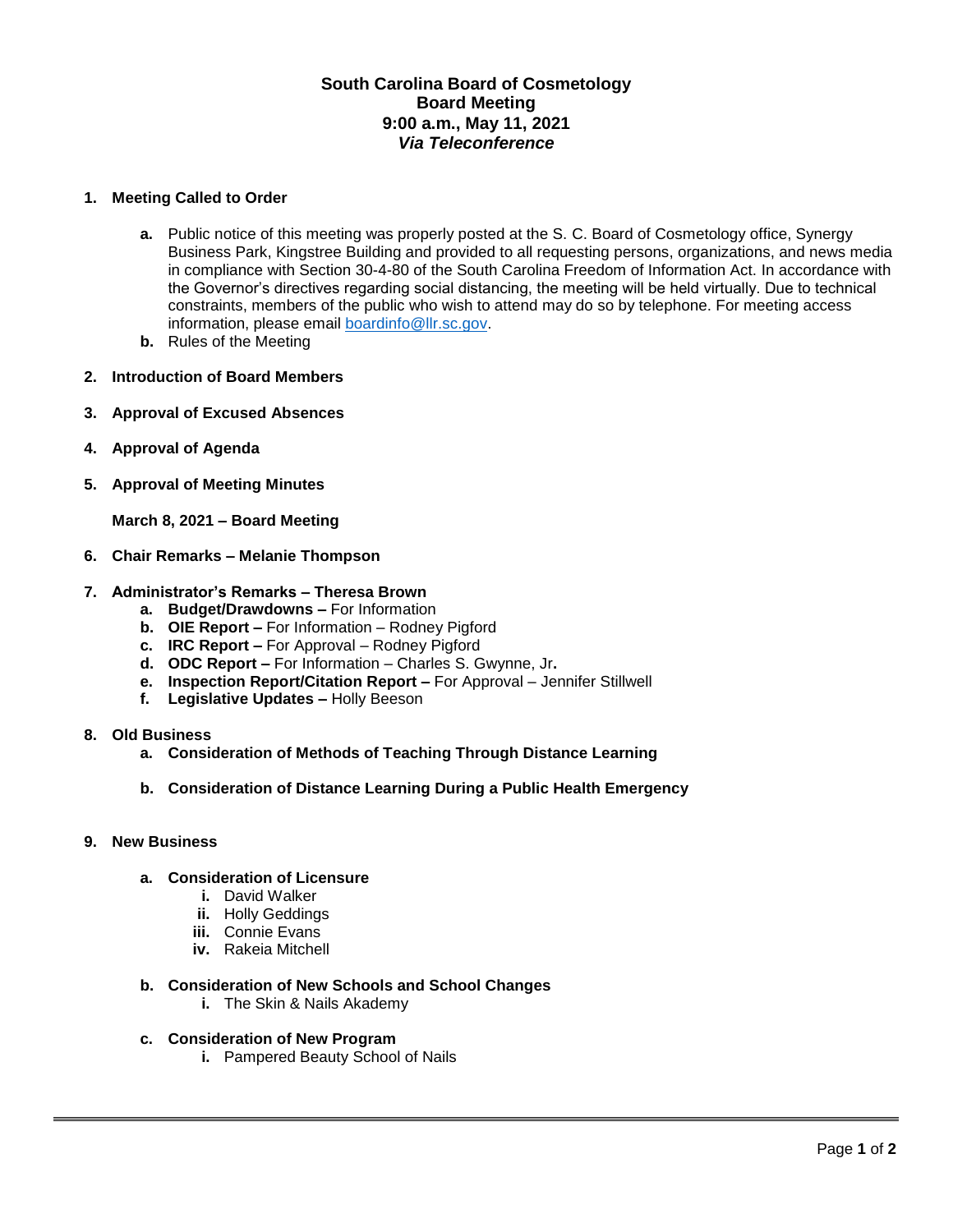# South Carolina Board of Cosmetology
## Board Meeting
### 9:00 a.m., May 11, 2021
### *Via Teleconference*

1. **Meeting Called to Order**

   a. Public notice of this meeting was properly posted at the S. C. Board of Cosmetology office, Synergy Business Park, Kingstree Building and provided to all requesting persons, organizations, and news media in compliance with Section 30-4-80 of the South Carolina Freedom of Information Act. In accordance with the Governor's directives regarding social distancing, the meeting will be held virtually. Due to technical constraints, members of the public who wish to attend may do so by telephone. For meeting access information, please email boardinfo@llr.sc.gov.

   b. Rules of the Meeting

2. **Introduction of Board Members**

3. **Approval of Excused Absences**

4. **Approval of Agenda**

5. **Approval of Meeting Minutes**

   **March 8, 2021 – Board Meeting**

6. **Chair Remarks – Melanie Thompson**

7. **Administrator's Remarks – Theresa Brown**
   a. **Budget/Drawdowns –** For Information
   b. **OIE Report –** For Information – Rodney Pigford
   c. **IRC Report –** For Approval – Rodney Pigford
   d. **ODC Report –** For Information – Charles S. Gwynne, Jr**.**
   e. **Inspection Report/Citation Report –** For Approval – Jennifer Stillwell
   f. **Legislative Updates –** Holly Beeson

8. **Old Business**
   a. **Consideration of Methods of Teaching Through Distance Learning**

   b. **Consideration of Distance Learning During a Public Health Emergency**

9. **New Business**

   a. **Consideration of Licensure**
      i. David Walker
      ii. Holly Geddings
      iii. Connie Evans
      iv. Rakeia Mitchell

   b. **Consideration of New Schools and School Changes**
      i. The Skin & Nails Akademy

   c. **Consideration of New Program**
      i. Pampered Beauty School of Nails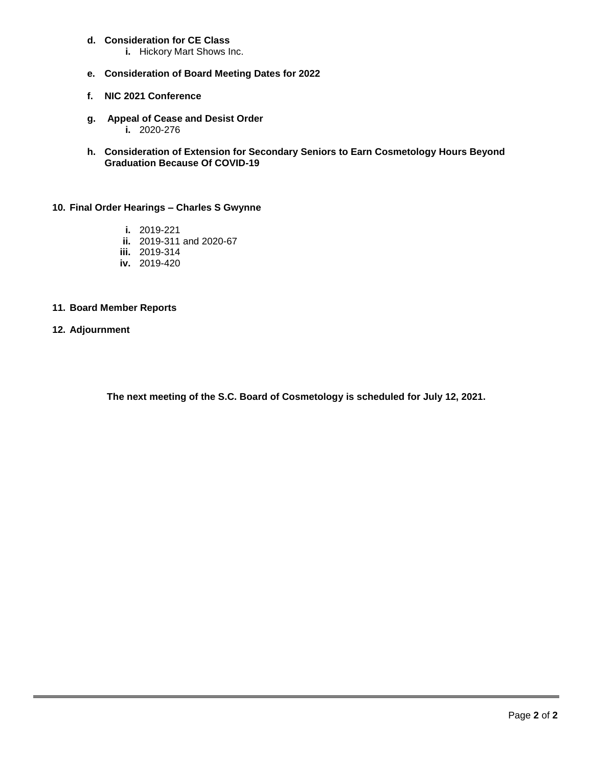- **d. Consideration for CE Class**
    - **i.** Hickory Mart Shows Inc.

- **e. Consideration of Board Meeting Dates for 2022**

- **f. NIC 2021 Conference**

- **g. Appeal of Cease and Desist Order**
    - **i.** 2020-276

- **h. Consideration of Extension for Secondary Seniors to Earn Cosmetology Hours Beyond Graduation Because Of COVID-19**

**10. Final Order Hearings – Charles S Gwynne**

- **i.** 2019-221
- **ii.** 2019-311 and 2020-67
- **iii.** 2019-314
- **iv.** 2019-420

**11. Board Member Reports**

**12. Adjournment**

**The next meeting of the S.C. Board of Cosmetology is scheduled for July 12, 2021.**